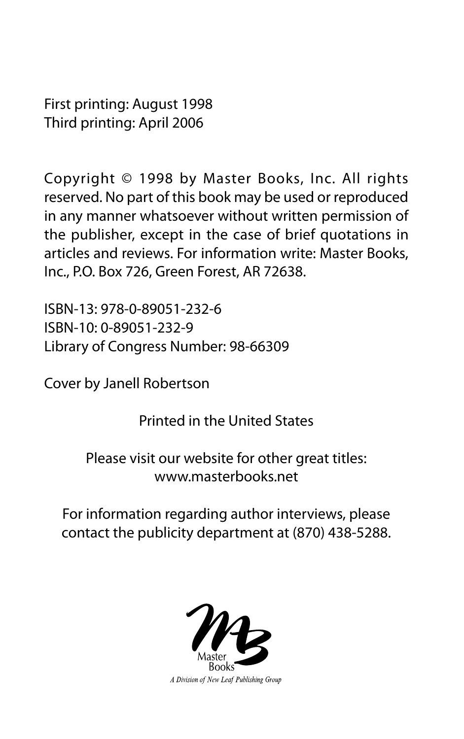First printing: August 1998
Third printing: April 2006

Copyright © 1998 by Master Books, Inc. All rights reserved. No part of this book may be used or reproduced in any manner whatsoever without written permission of the publisher, except in the case of brief quotations in articles and reviews. For information write: Master Books, Inc., P.O. Box 726, Green Forest, AR 72638.

ISBN-13: 978-0-89051-232-6
ISBN-10: 0-89051-232-9
Library of Congress Number: 98-66309

Cover by Janell Robertson

Printed in the United States

Please visit our website for other great titles:
www.masterbooks.net

For information regarding author interviews, please contact the publicity department at (870) 438-5288.

Master Books

*A Division of New Leaf Publishing Group*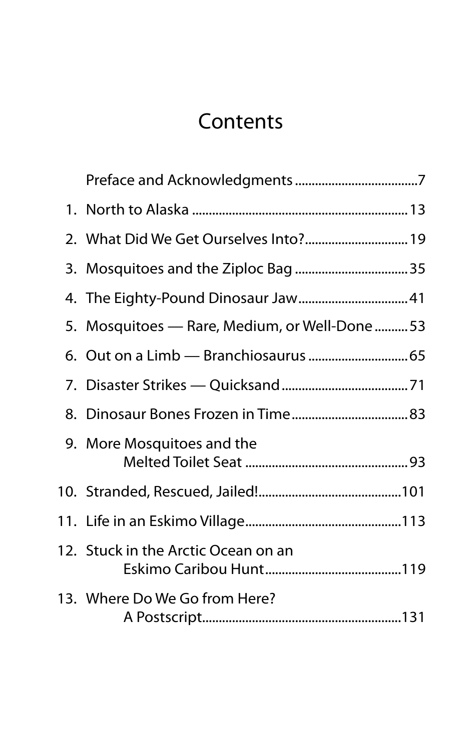# Contents

| | | |
|---|---|---|
| | Preface and Acknowledgments | 7 |
| 1. | North to Alaska | 13 |
| 2. | What Did We Get Ourselves Into? | 19 |
| 3. | Mosquitoes and the Ziploc Bag | 35 |
| 4. | The Eighty-Pound Dinosaur Jaw | 41 |
| 5. | Mosquitoes — Rare, Medium, or Well-Done | 53 |
| 6. | Out on a Limb — Branchiosaurus | 65 |
| 7. | Disaster Strikes — Quicksand | 71 |
| 8. | Dinosaur Bones Frozen in Time | 83 |
| 9. | More Mosquitoes and the Melted Toilet Seat | 93 |
| 10. | Stranded, Rescued, Jailed! | 101 |
| 11. | Life in an Eskimo Village | 113 |
| 12. | Stuck in the Arctic Ocean on an Eskimo Caribou Hunt | 119 |
| 13. | Where Do We Go from Here? A Postscript | 131 |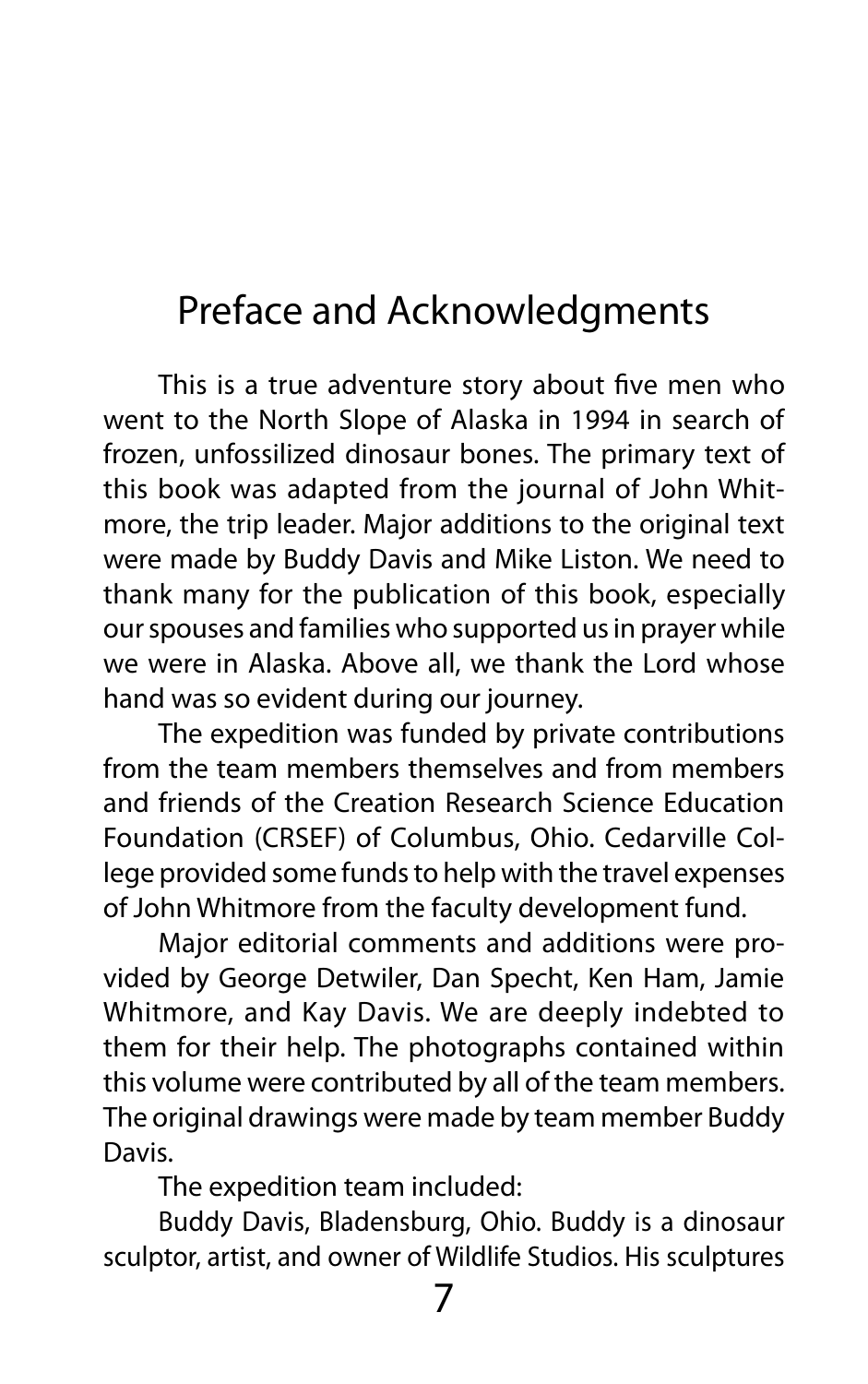# Preface and Acknowledgments

This is a true adventure story about five men who went to the North Slope of Alaska in 1994 in search of frozen, unfossilized dinosaur bones. The primary text of this book was adapted from the journal of John Whitmore, the trip leader. Major additions to the original text were made by Buddy Davis and Mike Liston. We need to thank many for the publication of this book, especially our spouses and families who supported us in prayer while we were in Alaska. Above all, we thank the Lord whose hand was so evident during our journey.

The expedition was funded by private contributions from the team members themselves and from members and friends of the Creation Research Science Education Foundation (CRSEF) of Columbus, Ohio. Cedarville College provided some funds to help with the travel expenses of John Whitmore from the faculty development fund.

Major editorial comments and additions were provided by George Detwiler, Dan Specht, Ken Ham, Jamie Whitmore, and Kay Davis. We are deeply indebted to them for their help. The photographs contained within this volume were contributed by all of the team members. The original drawings were made by team member Buddy Davis.

The expedition team included:

Buddy Davis, Bladensburg, Ohio. Buddy is a dinosaur sculptor, artist, and owner of Wildlife Studios. His sculptures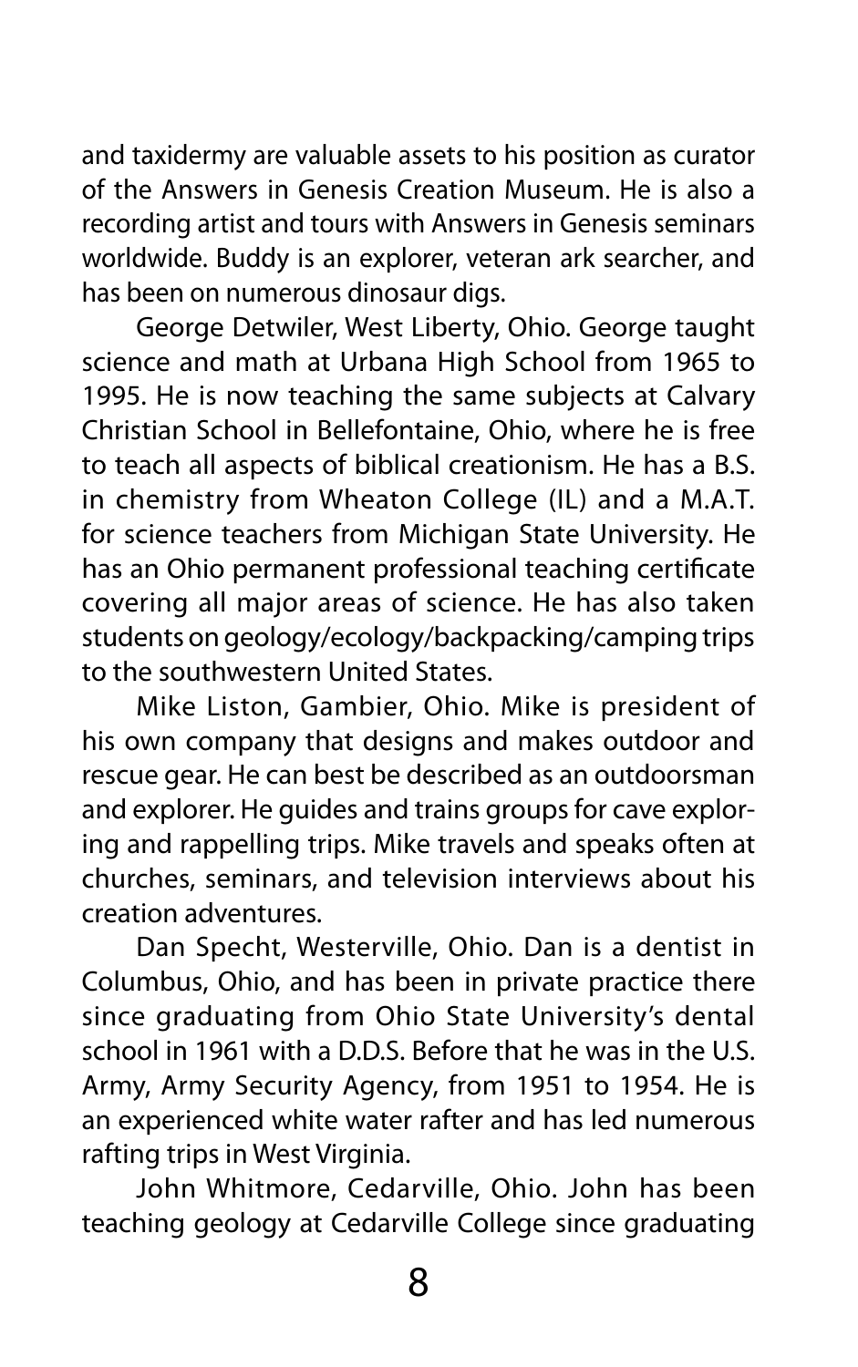and taxidermy are valuable assets to his position as curator of the Answers in Genesis Creation Museum. He is also a recording artist and tours with Answers in Genesis seminars worldwide. Buddy is an explorer, veteran ark searcher, and has been on numerous dinosaur digs.

George Detwiler, West Liberty, Ohio. George taught science and math at Urbana High School from 1965 to 1995. He is now teaching the same subjects at Calvary Christian School in Bellefontaine, Ohio, where he is free to teach all aspects of biblical creationism. He has a B.S. in chemistry from Wheaton College (IL) and a M.A.T. for science teachers from Michigan State University. He has an Ohio permanent professional teaching certificate covering all major areas of science. He has also taken students on geology/ecology/backpacking/camping trips to the southwestern United States.

Mike Liston, Gambier, Ohio. Mike is president of his own company that designs and makes outdoor and rescue gear. He can best be described as an outdoorsman and explorer. He guides and trains groups for cave exploring and rappelling trips. Mike travels and speaks often at churches, seminars, and television interviews about his creation adventures.

Dan Specht, Westerville, Ohio. Dan is a dentist in Columbus, Ohio, and has been in private practice there since graduating from Ohio State University's dental school in 1961 with a D.D.S. Before that he was in the U.S. Army, Army Security Agency, from 1951 to 1954. He is an experienced white water rafter and has led numerous rafting trips in West Virginia.

John Whitmore, Cedarville, Ohio. John has been teaching geology at Cedarville College since graduating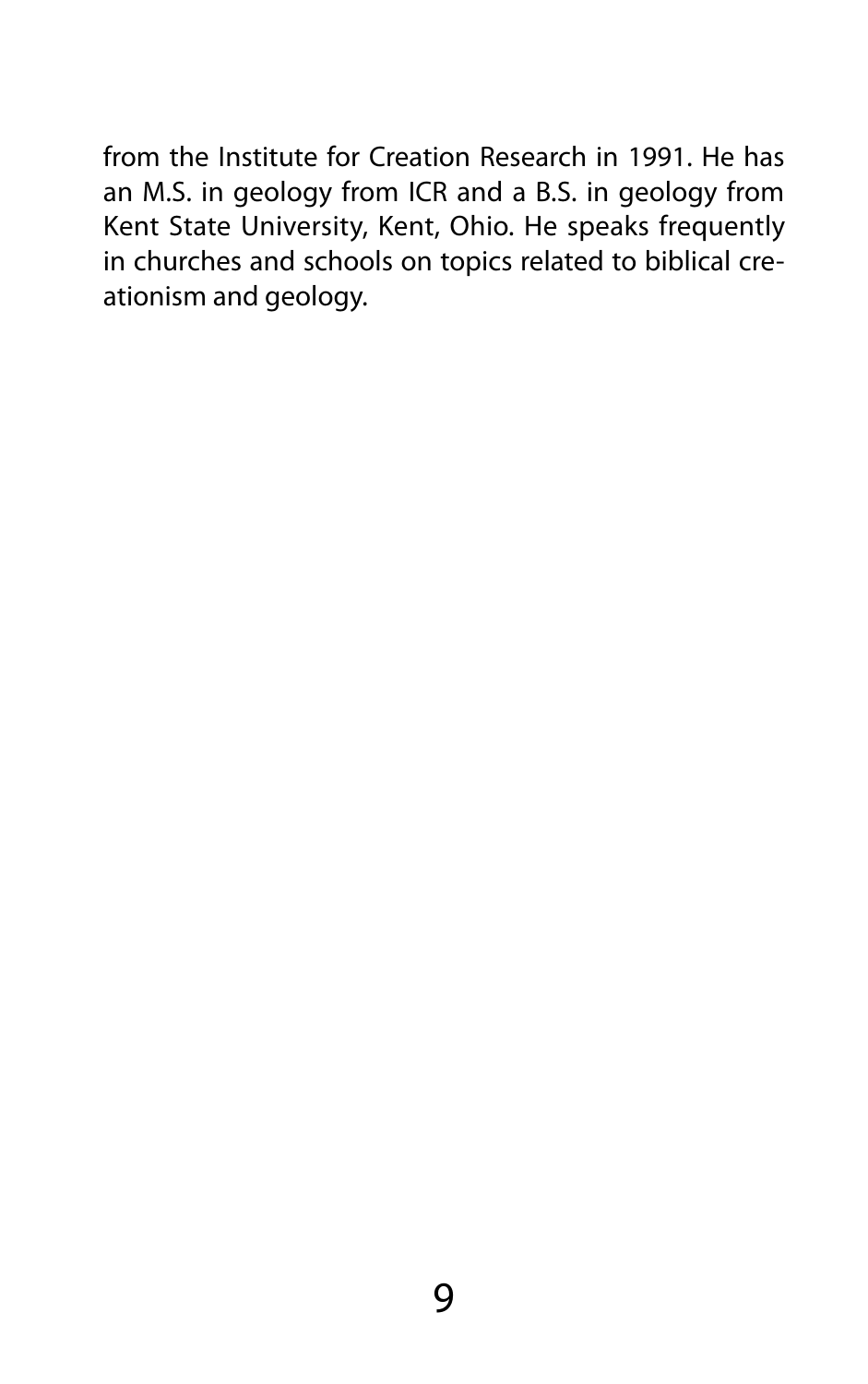from the Institute for Creation Research in 1991. He has an M.S. in geology from ICR and a B.S. in geology from Kent State University, Kent, Ohio. He speaks frequently in churches and schools on topics related to biblical creationism and geology.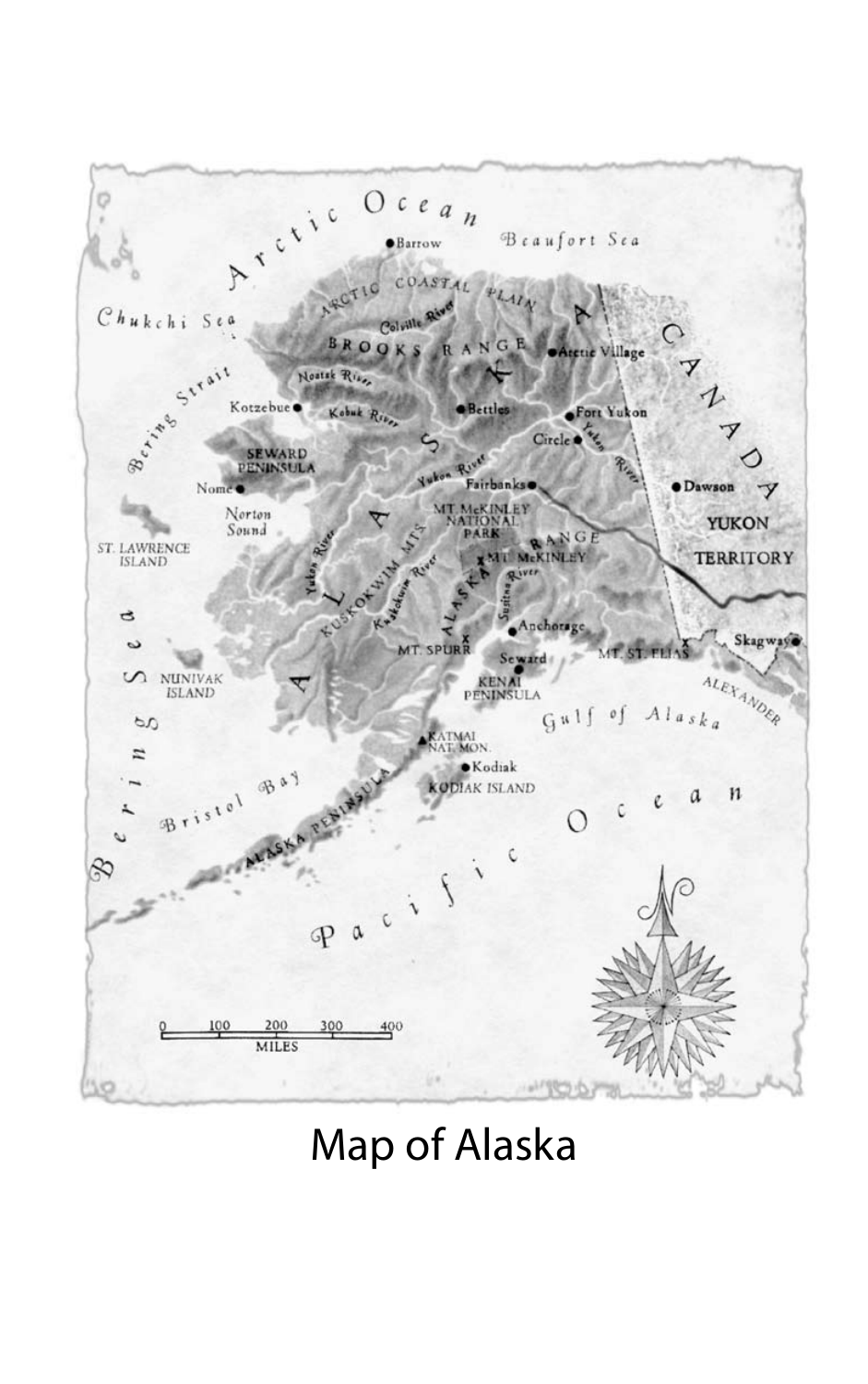Map of Alaska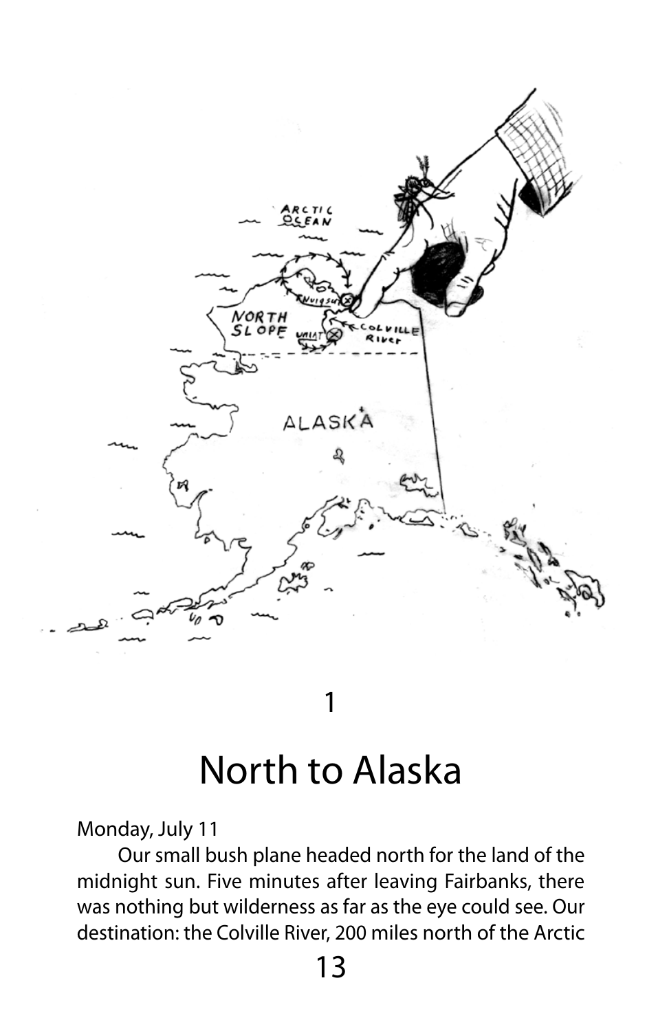# 1

# North to Alaska

Monday, July 11

Our small bush plane headed north for the land of the midnight sun. Five minutes after leaving Fairbanks, there was nothing but wilderness as far as the eye could see. Our destination: the Colville River, 200 miles north of the Arctic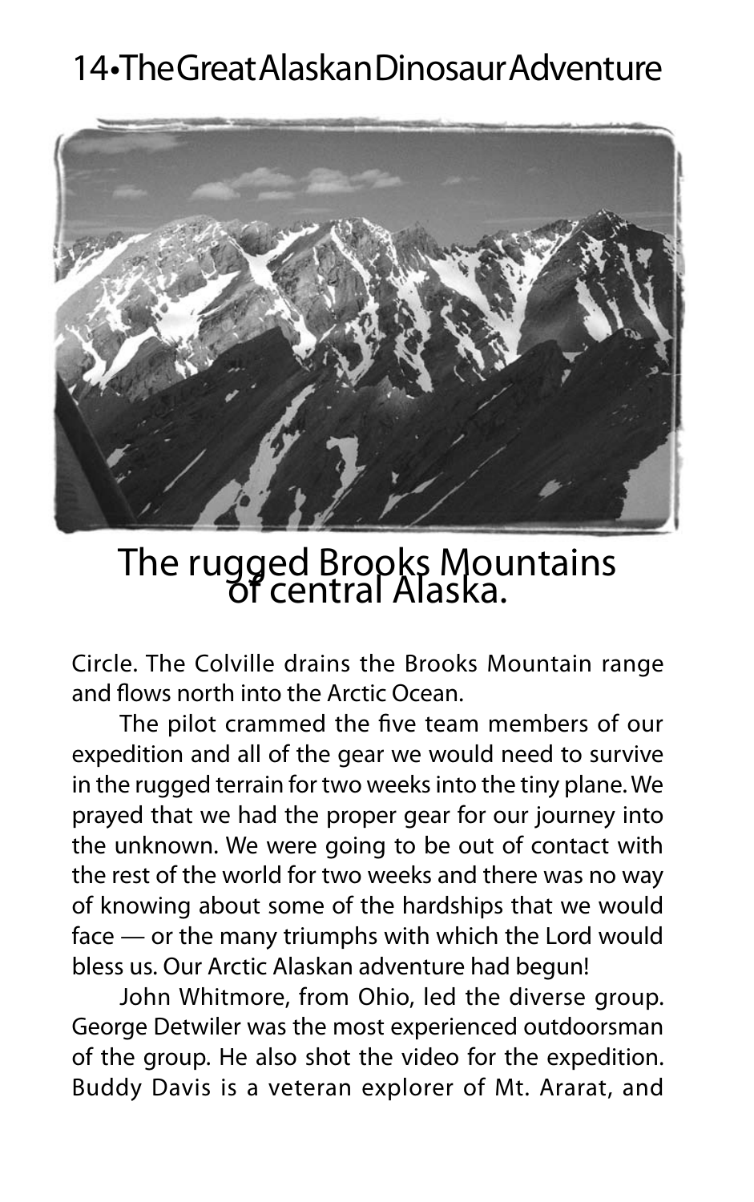The rugged Brooks Mountains of central Alaska.

Circle. The Colville drains the Brooks Mountain range and flows north into the Arctic Ocean.

The pilot crammed the five team members of our expedition and all of the gear we would need to survive in the rugged terrain for two weeks into the tiny plane. We prayed that we had the proper gear for our journey into the unknown. We were going to be out of contact with the rest of the world for two weeks and there was no way of knowing about some of the hardships that we would face — or the many triumphs with which the Lord would bless us. Our Arctic Alaskan adventure had begun!

John Whitmore, from Ohio, led the diverse group. George Detwiler was the most experienced outdoorsman of the group. He also shot the video for the expedition. Buddy Davis is a veteran explorer of Mt. Ararat, and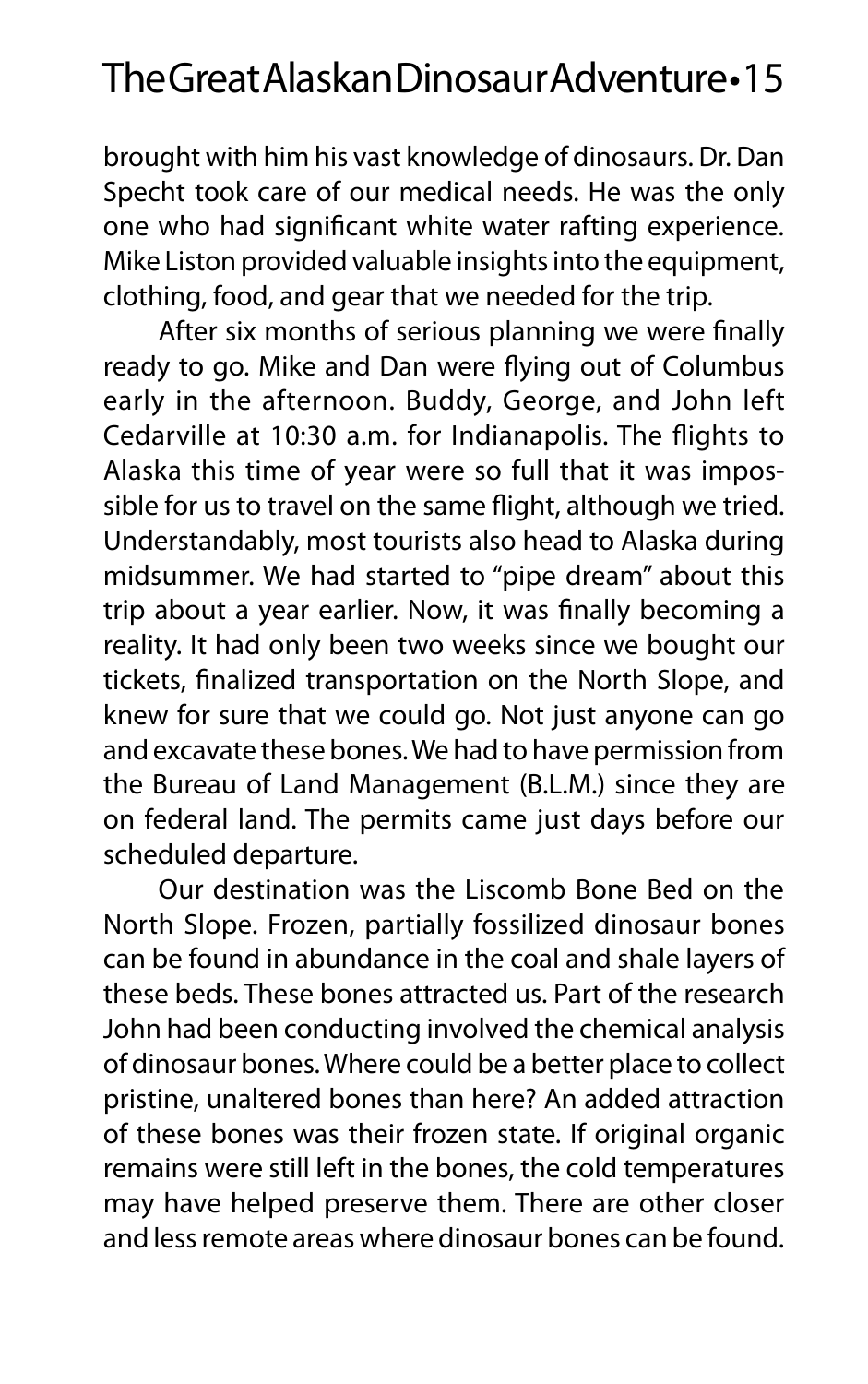brought with him his vast knowledge of dinosaurs. Dr. Dan Specht took care of our medical needs. He was the only one who had significant white water rafting experience. Mike Liston provided valuable insights into the equipment, clothing, food, and gear that we needed for the trip.

After six months of serious planning we were finally ready to go. Mike and Dan were flying out of Columbus early in the afternoon. Buddy, George, and John left Cedarville at 10:30 a.m. for Indianapolis. The flights to Alaska this time of year were so full that it was impossible for us to travel on the same flight, although we tried. Understandably, most tourists also head to Alaska during midsummer. We had started to "pipe dream" about this trip about a year earlier. Now, it was finally becoming a reality. It had only been two weeks since we bought our tickets, finalized transportation on the North Slope, and knew for sure that we could go. Not just anyone can go and excavate these bones. We had to have permission from the Bureau of Land Management (B.L.M.) since they are on federal land. The permits came just days before our scheduled departure.

Our destination was the Liscomb Bone Bed on the North Slope. Frozen, partially fossilized dinosaur bones can be found in abundance in the coal and shale layers of these beds. These bones attracted us. Part of the research John had been conducting involved the chemical analysis of dinosaur bones. Where could be a better place to collect pristine, unaltered bones than here? An added attraction of these bones was their frozen state. If original organic remains were still left in the bones, the cold temperatures may have helped preserve them. There are other closer and less remote areas where dinosaur bones can be found.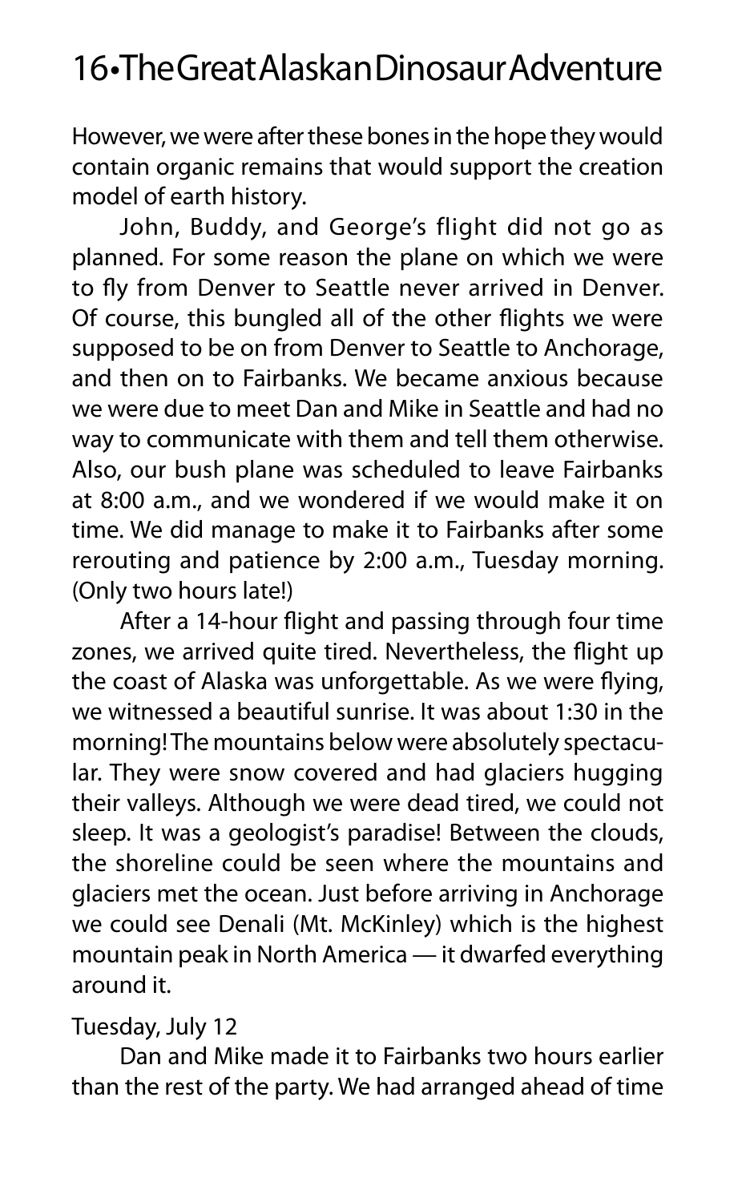However, we were after these bones in the hope they would contain organic remains that would support the creation model of earth history.

John, Buddy, and George's flight did not go as planned. For some reason the plane on which we were to fly from Denver to Seattle never arrived in Denver. Of course, this bungled all of the other flights we were supposed to be on from Denver to Seattle to Anchorage, and then on to Fairbanks. We became anxious because we were due to meet Dan and Mike in Seattle and had no way to communicate with them and tell them otherwise. Also, our bush plane was scheduled to leave Fairbanks at 8:00 a.m., and we wondered if we would make it on time. We did manage to make it to Fairbanks after some rerouting and patience by 2:00 a.m., Tuesday morning. (Only two hours late!)

After a 14-hour flight and passing through four time zones, we arrived quite tired. Nevertheless, the flight up the coast of Alaska was unforgettable. As we were flying, we witnessed a beautiful sunrise. It was about 1:30 in the morning! The mountains below were absolutely spectacular. They were snow covered and had glaciers hugging their valleys. Although we were dead tired, we could not sleep. It was a geologist's paradise! Between the clouds, the shoreline could be seen where the mountains and glaciers met the ocean. Just before arriving in Anchorage we could see Denali (Mt. McKinley) which is the highest mountain peak in North America — it dwarfed everything around it.

Tuesday, July 12

Dan and Mike made it to Fairbanks two hours earlier than the rest of the party. We had arranged ahead of time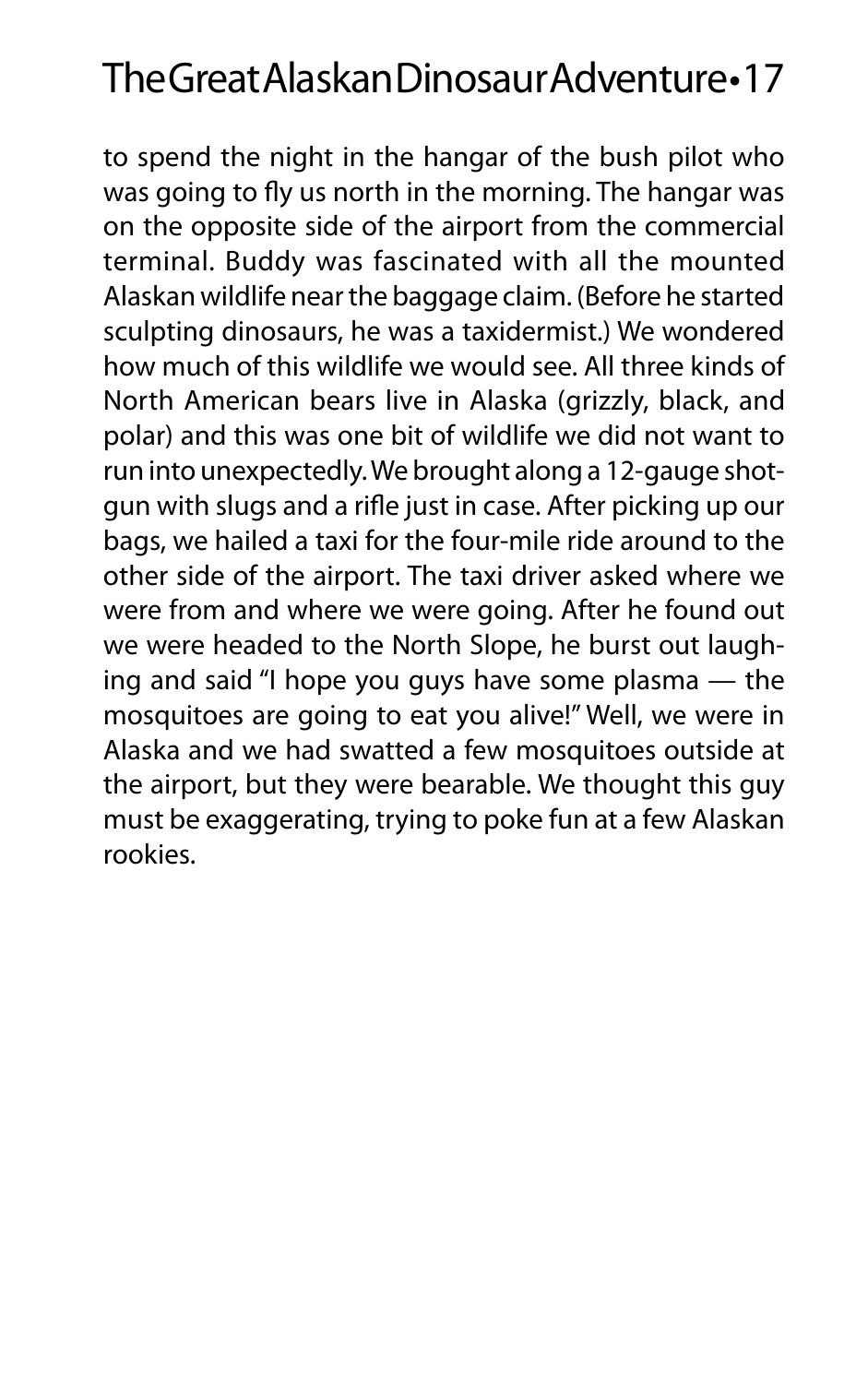to spend the night in the hangar of the bush pilot who was going to fly us north in the morning. The hangar was on the opposite side of the airport from the commercial terminal. Buddy was fascinated with all the mounted Alaskan wildlife near the baggage claim. (Before he started sculpting dinosaurs, he was a taxidermist.) We wondered how much of this wildlife we would see. All three kinds of North American bears live in Alaska (grizzly, black, and polar) and this was one bit of wildlife we did not want to run into unexpectedly. We brought along a 12-gauge shotgun with slugs and a rifle just in case. After picking up our bags, we hailed a taxi for the four-mile ride around to the other side of the airport. The taxi driver asked where we were from and where we were going. After he found out we were headed to the North Slope, he burst out laughing and said "I hope you guys have some plasma — the mosquitoes are going to eat you alive!" Well, we were in Alaska and we had swatted a few mosquitoes outside at the airport, but they were bearable. We thought this guy must be exaggerating, trying to poke fun at a few Alaskan rookies.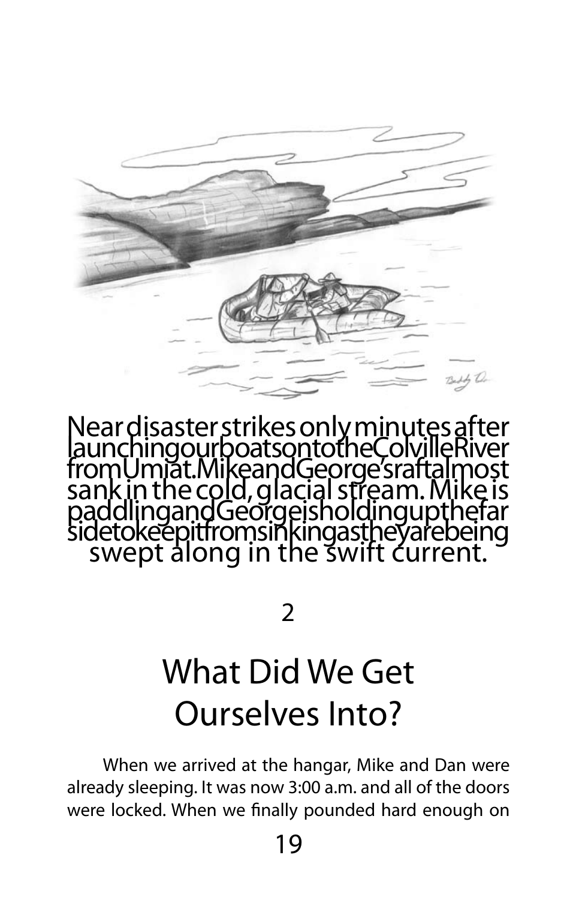Near disaster strikes only minutes after launching our boats onto the Colville River from Umiat. Mike and George's raft almost sank in the cold, glacial stream. Mike is paddling and George is holding up the far side to keep it from sinking as they are being swept along in the swift current.

2

# What Did We Get Ourselves Into?

When we arrived at the hangar, Mike and Dan were already sleeping. It was now 3:00 a.m. and all of the doors were locked. When we finally pounded hard enough on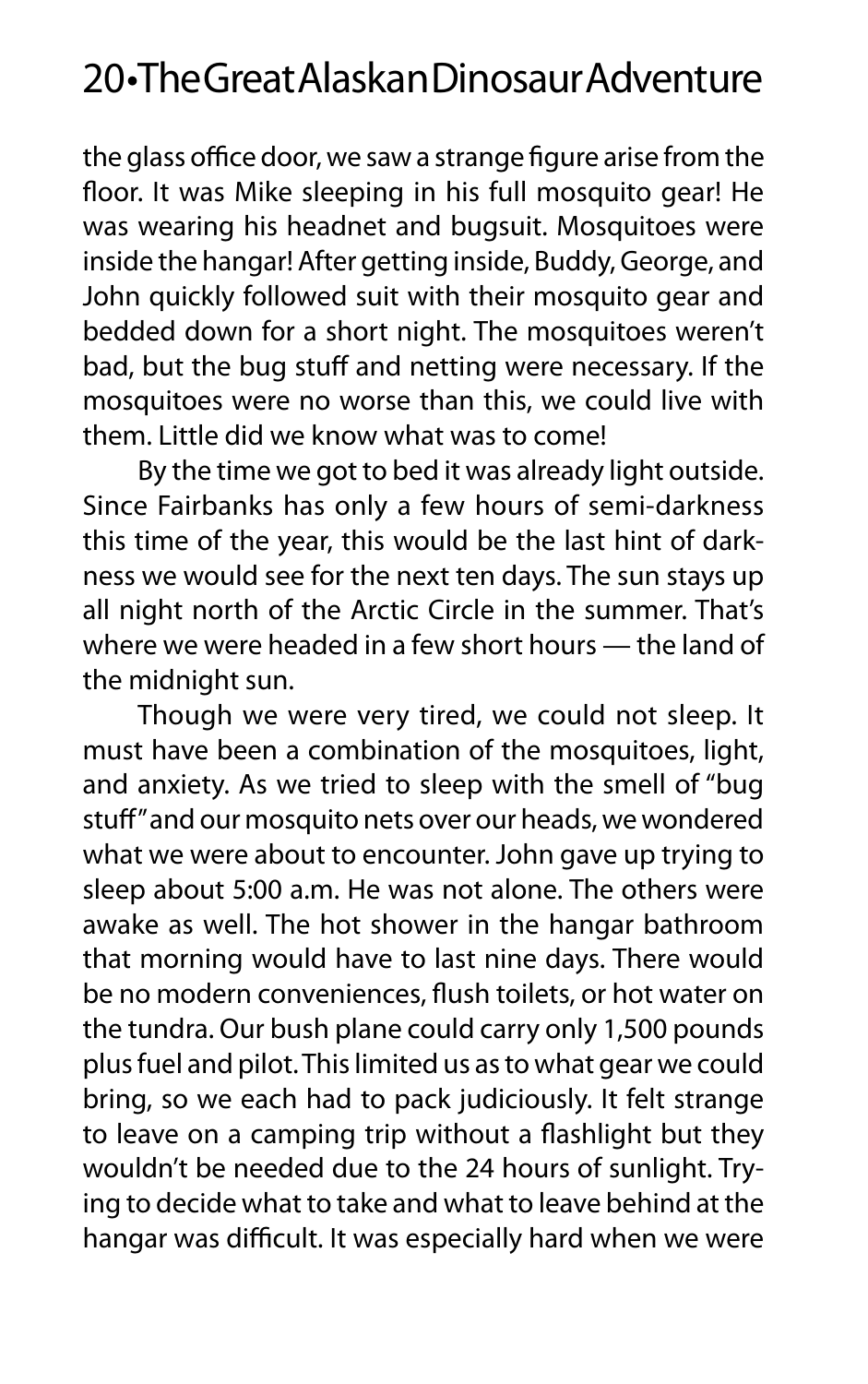the glass office door, we saw a strange figure arise from the floor. It was Mike sleeping in his full mosquito gear! He was wearing his headnet and bugsuit. Mosquitoes were inside the hangar! After getting inside, Buddy, George, and John quickly followed suit with their mosquito gear and bedded down for a short night. The mosquitoes weren't bad, but the bug stuff and netting were necessary. If the mosquitoes were no worse than this, we could live with them. Little did we know what was to come!

By the time we got to bed it was already light outside. Since Fairbanks has only a few hours of semi-darkness this time of the year, this would be the last hint of darkness we would see for the next ten days. The sun stays up all night north of the Arctic Circle in the summer. That's where we were headed in a few short hours — the land of the midnight sun.

Though we were very tired, we could not sleep. It must have been a combination of the mosquitoes, light, and anxiety. As we tried to sleep with the smell of "bug stuff" and our mosquito nets over our heads, we wondered what we were about to encounter. John gave up trying to sleep about 5:00 a.m. He was not alone. The others were awake as well. The hot shower in the hangar bathroom that morning would have to last nine days. There would be no modern conveniences, flush toilets, or hot water on the tundra. Our bush plane could carry only 1,500 pounds plus fuel and pilot. This limited us as to what gear we could bring, so we each had to pack judiciously. It felt strange to leave on a camping trip without a flashlight but they wouldn't be needed due to the 24 hours of sunlight. Trying to decide what to take and what to leave behind at the hangar was difficult. It was especially hard when we were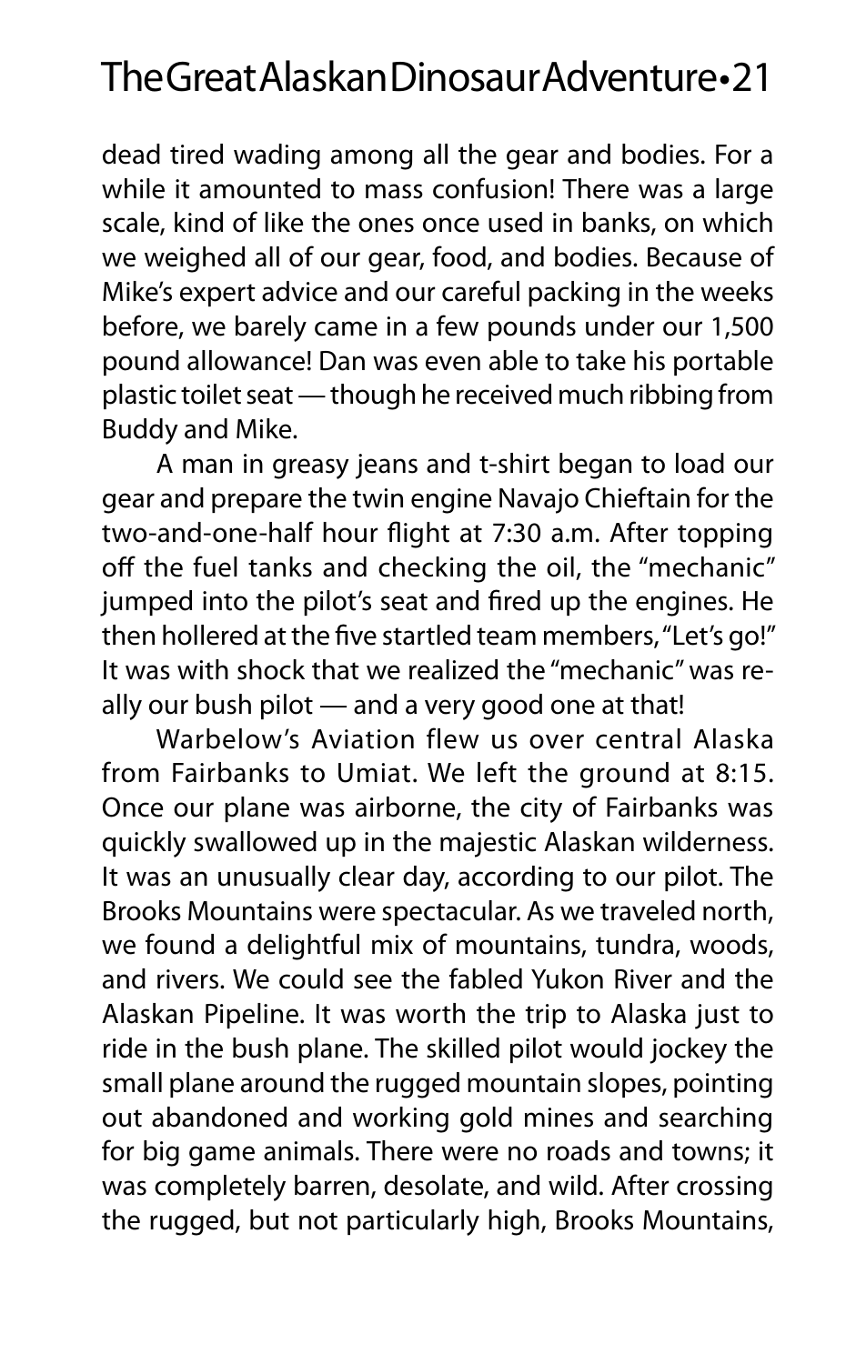dead tired wading among all the gear and bodies. For a while it amounted to mass confusion! There was a large scale, kind of like the ones once used in banks, on which we weighed all of our gear, food, and bodies. Because of Mike's expert advice and our careful packing in the weeks before, we barely came in a few pounds under our 1,500 pound allowance! Dan was even able to take his portable plastic toilet seat — though he received much ribbing from Buddy and Mike.

A man in greasy jeans and t-shirt began to load our gear and prepare the twin engine Navajo Chieftain for the two-and-one-half hour flight at 7:30 a.m. After topping off the fuel tanks and checking the oil, the "mechanic" jumped into the pilot's seat and fired up the engines. He then hollered at the five startled team members, "Let's go!" It was with shock that we realized the "mechanic" was really our bush pilot — and a very good one at that!

Warbelow's Aviation flew us over central Alaska from Fairbanks to Umiat. We left the ground at 8:15. Once our plane was airborne, the city of Fairbanks was quickly swallowed up in the majestic Alaskan wilderness. It was an unusually clear day, according to our pilot. The Brooks Mountains were spectacular. As we traveled north, we found a delightful mix of mountains, tundra, woods, and rivers. We could see the fabled Yukon River and the Alaskan Pipeline. It was worth the trip to Alaska just to ride in the bush plane. The skilled pilot would jockey the small plane around the rugged mountain slopes, pointing out abandoned and working gold mines and searching for big game animals. There were no roads and towns; it was completely barren, desolate, and wild. After crossing the rugged, but not particularly high, Brooks Mountains,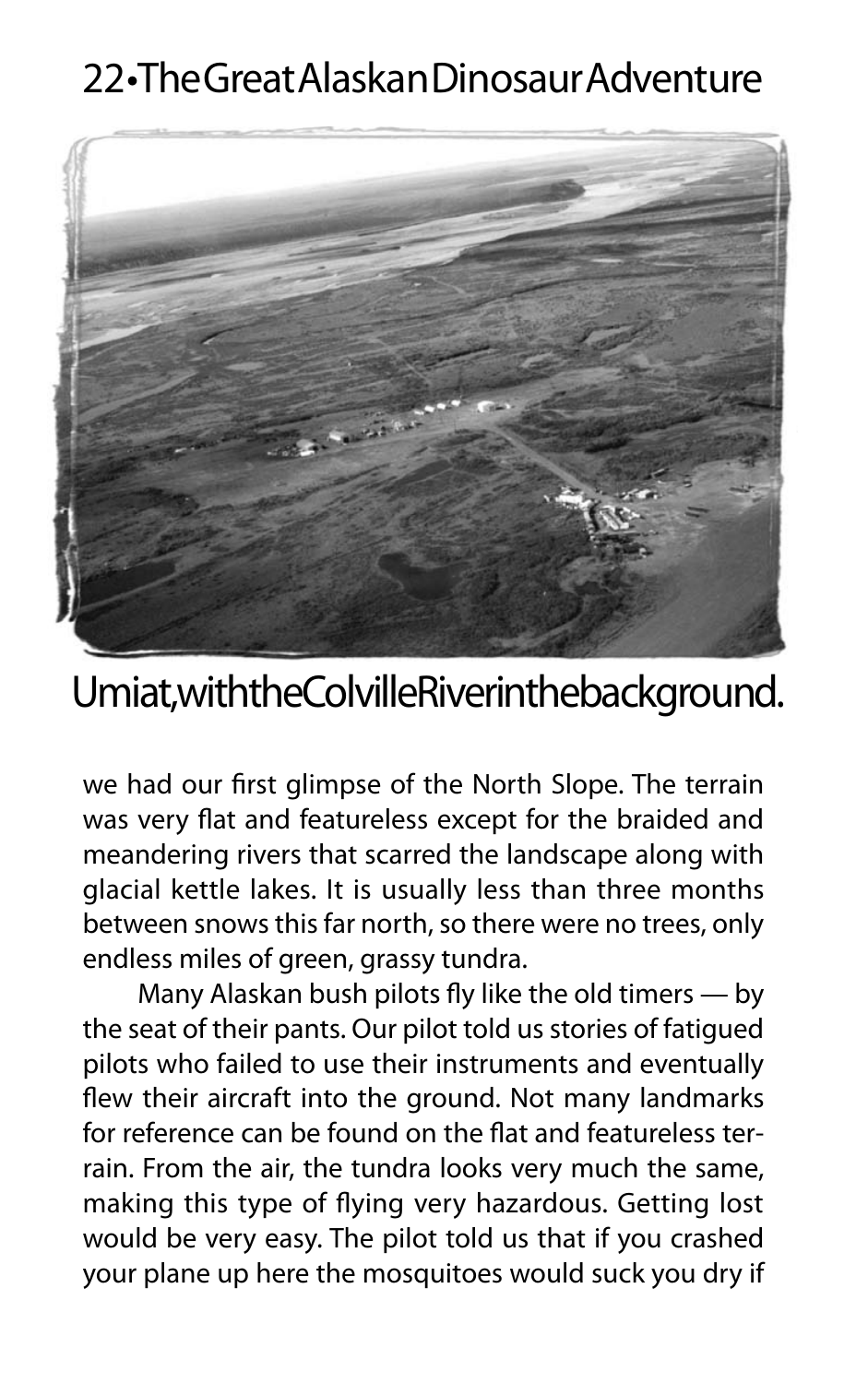Umiat, with the Colville River in the background.

we had our first glimpse of the North Slope. The terrain was very flat and featureless except for the braided and meandering rivers that scarred the landscape along with glacial kettle lakes. It is usually less than three months between snows this far north, so there were no trees, only endless miles of green, grassy tundra.

Many Alaskan bush pilots fly like the old timers — by the seat of their pants. Our pilot told us stories of fatigued pilots who failed to use their instruments and eventually flew their aircraft into the ground. Not many landmarks for reference can be found on the flat and featureless terrain. From the air, the tundra looks very much the same, making this type of flying very hazardous. Getting lost would be very easy. The pilot told us that if you crashed your plane up here the mosquitoes would suck you dry if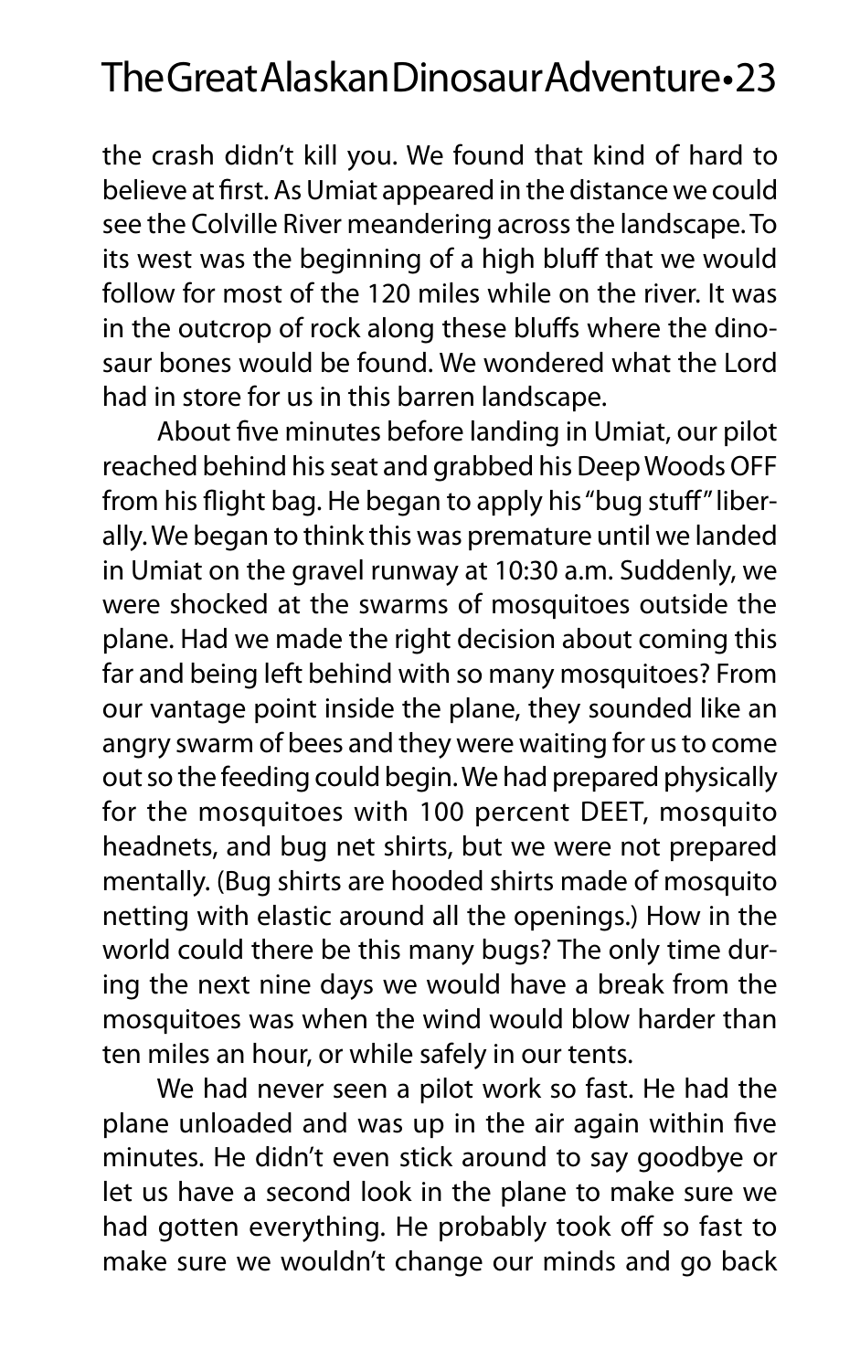the crash didn't kill you. We found that kind of hard to believe at first. As Umiat appeared in the distance we could see the Colville River meandering across the landscape. To its west was the beginning of a high bluff that we would follow for most of the 120 miles while on the river. It was in the outcrop of rock along these bluffs where the dinosaur bones would be found. We wondered what the Lord had in store for us in this barren landscape.

About five minutes before landing in Umiat, our pilot reached behind his seat and grabbed his Deep Woods OFF from his flight bag. He began to apply his "bug stuff" liberally. We began to think this was premature until we landed in Umiat on the gravel runway at 10:30 a.m. Suddenly, we were shocked at the swarms of mosquitoes outside the plane. Had we made the right decision about coming this far and being left behind with so many mosquitoes? From our vantage point inside the plane, they sounded like an angry swarm of bees and they were waiting for us to come out so the feeding could begin. We had prepared physically for the mosquitoes with 100 percent DEET, mosquito headnets, and bug net shirts, but we were not prepared mentally. (Bug shirts are hooded shirts made of mosquito netting with elastic around all the openings.) How in the world could there be this many bugs? The only time during the next nine days we would have a break from the mosquitoes was when the wind would blow harder than ten miles an hour, or while safely in our tents.

We had never seen a pilot work so fast. He had the plane unloaded and was up in the air again within five minutes. He didn't even stick around to say goodbye or let us have a second look in the plane to make sure we had gotten everything. He probably took off so fast to make sure we wouldn't change our minds and go back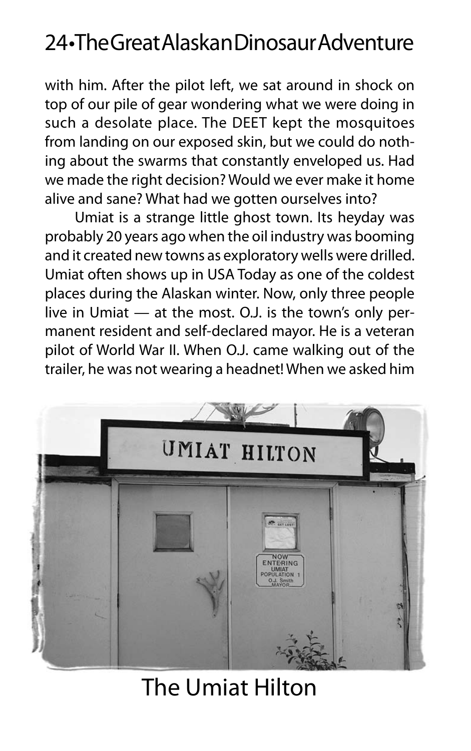with him. After the pilot left, we sat around in shock on top of our pile of gear wondering what we were doing in such a desolate place. The DEET kept the mosquitoes from landing on our exposed skin, but we could do nothing about the swarms that constantly enveloped us. Had we made the right decision? Would we ever make it home alive and sane? What had we gotten ourselves into?

Umiat is a strange little ghost town. Its heyday was probably 20 years ago when the oil industry was booming and it created new towns as exploratory wells were drilled. Umiat often shows up in USA Today as one of the coldest places during the Alaskan winter. Now, only three people live in Umiat — at the most. O.J. is the town's only permanent resident and self-declared mayor. He is a veteran pilot of World War II. When O.J. came walking out of the trailer, he was not wearing a headnet! When we asked him

The Umiat Hilton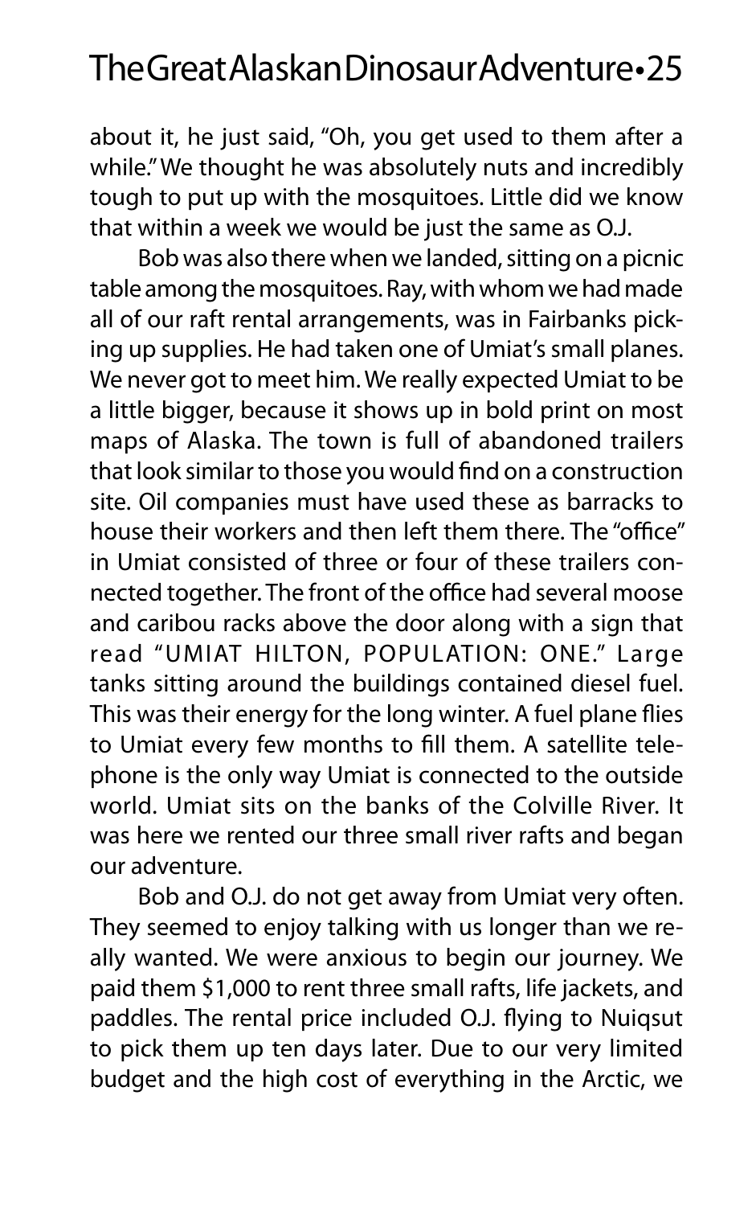about it, he just said, "Oh, you get used to them after a while." We thought he was absolutely nuts and incredibly tough to put up with the mosquitoes. Little did we know that within a week we would be just the same as O.J.

Bob was also there when we landed, sitting on a picnic table among the mosquitoes. Ray, with whom we had made all of our raft rental arrangements, was in Fairbanks picking up supplies. He had taken one of Umiat's small planes. We never got to meet him. We really expected Umiat to be a little bigger, because it shows up in bold print on most maps of Alaska. The town is full of abandoned trailers that look similar to those you would find on a construction site. Oil companies must have used these as barracks to house their workers and then left them there. The "office" in Umiat consisted of three or four of these trailers connected together. The front of the office had several moose and caribou racks above the door along with a sign that read "UMIAT HILTON, POPULATION: ONE." Large tanks sitting around the buildings contained diesel fuel. This was their energy for the long winter. A fuel plane flies to Umiat every few months to fill them. A satellite telephone is the only way Umiat is connected to the outside world. Umiat sits on the banks of the Colville River. It was here we rented our three small river rafts and began our adventure.

Bob and O.J. do not get away from Umiat very often. They seemed to enjoy talking with us longer than we really wanted. We were anxious to begin our journey. We paid them $1,000 to rent three small rafts, life jackets, and paddles. The rental price included O.J. flying to Nuiqsut to pick them up ten days later. Due to our very limited budget and the high cost of everything in the Arctic, we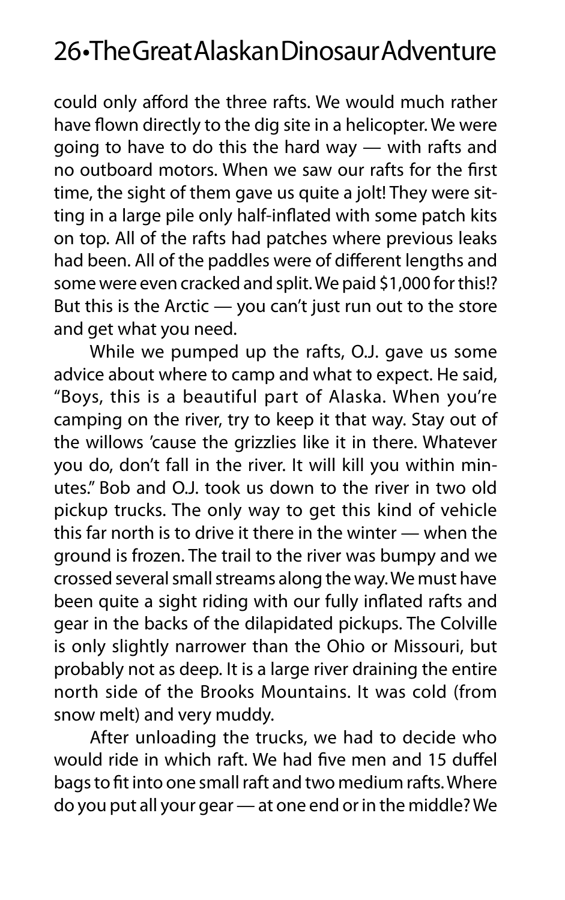could only afford the three rafts. We would much rather have flown directly to the dig site in a helicopter. We were going to have to do this the hard way — with rafts and no outboard motors. When we saw our rafts for the first time, the sight of them gave us quite a jolt! They were sitting in a large pile only half-inflated with some patch kits on top. All of the rafts had patches where previous leaks had been. All of the paddles were of different lengths and some were even cracked and split. We paid $1,000 for this!? But this is the Arctic — you can't just run out to the store and get what you need.

While we pumped up the rafts, O.J. gave us some advice about where to camp and what to expect. He said, "Boys, this is a beautiful part of Alaska. When you're camping on the river, try to keep it that way. Stay out of the willows 'cause the grizzlies like it in there. Whatever you do, don't fall in the river. It will kill you within minutes." Bob and O.J. took us down to the river in two old pickup trucks. The only way to get this kind of vehicle this far north is to drive it there in the winter — when the ground is frozen. The trail to the river was bumpy and we crossed several small streams along the way. We must have been quite a sight riding with our fully inflated rafts and gear in the backs of the dilapidated pickups. The Colville is only slightly narrower than the Ohio or Missouri, but probably not as deep. It is a large river draining the entire north side of the Brooks Mountains. It was cold (from snow melt) and very muddy.

After unloading the trucks, we had to decide who would ride in which raft. We had five men and 15 duffel bags to fit into one small raft and two medium rafts. Where do you put all your gear — at one end or in the middle? We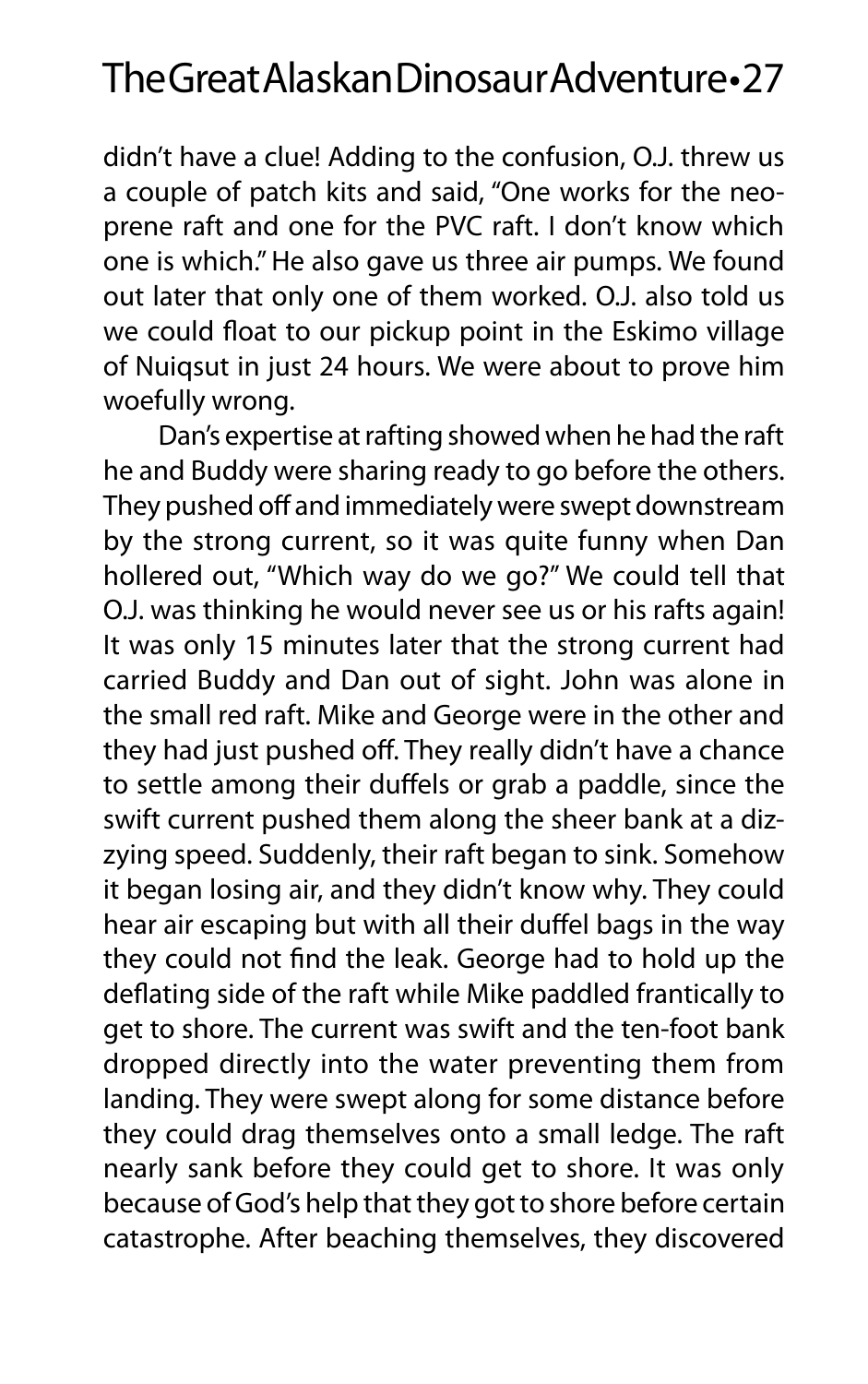didn't have a clue! Adding to the confusion, O.J. threw us a couple of patch kits and said, "One works for the neoprene raft and one for the PVC raft. I don't know which one is which." He also gave us three air pumps. We found out later that only one of them worked. O.J. also told us we could float to our pickup point in the Eskimo village of Nuiqsut in just 24 hours. We were about to prove him woefully wrong.

Dan's expertise at rafting showed when he had the raft he and Buddy were sharing ready to go before the others. They pushed off and immediately were swept downstream by the strong current, so it was quite funny when Dan hollered out, "Which way do we go?" We could tell that O.J. was thinking he would never see us or his rafts again! It was only 15 minutes later that the strong current had carried Buddy and Dan out of sight. John was alone in the small red raft. Mike and George were in the other and they had just pushed off. They really didn't have a chance to settle among their duffels or grab a paddle, since the swift current pushed them along the sheer bank at a dizzying speed. Suddenly, their raft began to sink. Somehow it began losing air, and they didn't know why. They could hear air escaping but with all their duffel bags in the way they could not find the leak. George had to hold up the deflating side of the raft while Mike paddled frantically to get to shore. The current was swift and the ten-foot bank dropped directly into the water preventing them from landing. They were swept along for some distance before they could drag themselves onto a small ledge. The raft nearly sank before they could get to shore. It was only because of God's help that they got to shore before certain catastrophe. After beaching themselves, they discovered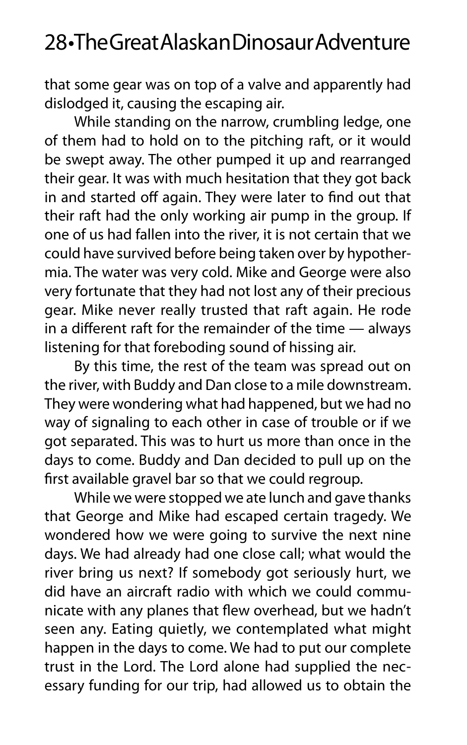that some gear was on top of a valve and apparently had dislodged it, causing the escaping air.

While standing on the narrow, crumbling ledge, one of them had to hold on to the pitching raft, or it would be swept away. The other pumped it up and rearranged their gear. It was with much hesitation that they got back in and started off again. They were later to find out that their raft had the only working air pump in the group. If one of us had fallen into the river, it is not certain that we could have survived before being taken over by hypothermia. The water was very cold. Mike and George were also very fortunate that they had not lost any of their precious gear. Mike never really trusted that raft again. He rode in a different raft for the remainder of the time — always listening for that foreboding sound of hissing air.

By this time, the rest of the team was spread out on the river, with Buddy and Dan close to a mile downstream. They were wondering what had happened, but we had no way of signaling to each other in case of trouble or if we got separated. This was to hurt us more than once in the days to come. Buddy and Dan decided to pull up on the first available gravel bar so that we could regroup.

While we were stopped we ate lunch and gave thanks that George and Mike had escaped certain tragedy. We wondered how we were going to survive the next nine days. We had already had one close call; what would the river bring us next? If somebody got seriously hurt, we did have an aircraft radio with which we could communicate with any planes that flew overhead, but we hadn't seen any. Eating quietly, we contemplated what might happen in the days to come. We had to put our complete trust in the Lord. The Lord alone had supplied the necessary funding for our trip, had allowed us to obtain the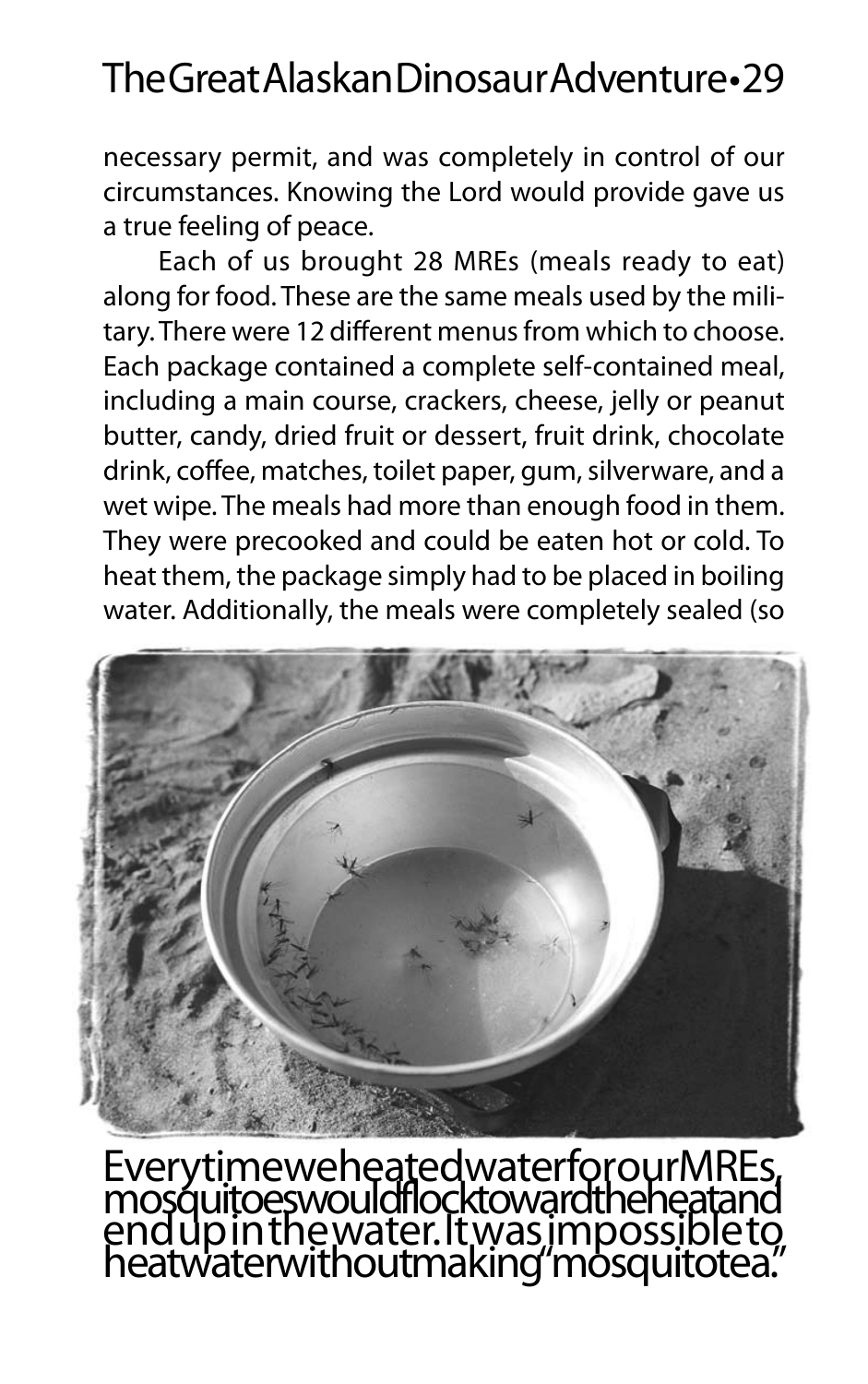necessary permit, and was completely in control of our circumstances. Knowing the Lord would provide gave us a true feeling of peace.

Each of us brought 28 MREs (meals ready to eat) along for food. These are the same meals used by the military. There were 12 different menus from which to choose. Each package contained a complete self-contained meal, including a main course, crackers, cheese, jelly or peanut butter, candy, dried fruit or dessert, fruit drink, chocolate drink, coffee, matches, toilet paper, gum, silverware, and a wet wipe. The meals had more than enough food in them. They were precooked and could be eaten hot or cold. To heat them, the package simply had to be placed in boiling water. Additionally, the meals were completely sealed (so

Every time we heated water for our MREs, mosquitoes would flock toward the heat and end up in the water. It was impossible to heat water without making "mosquito tea."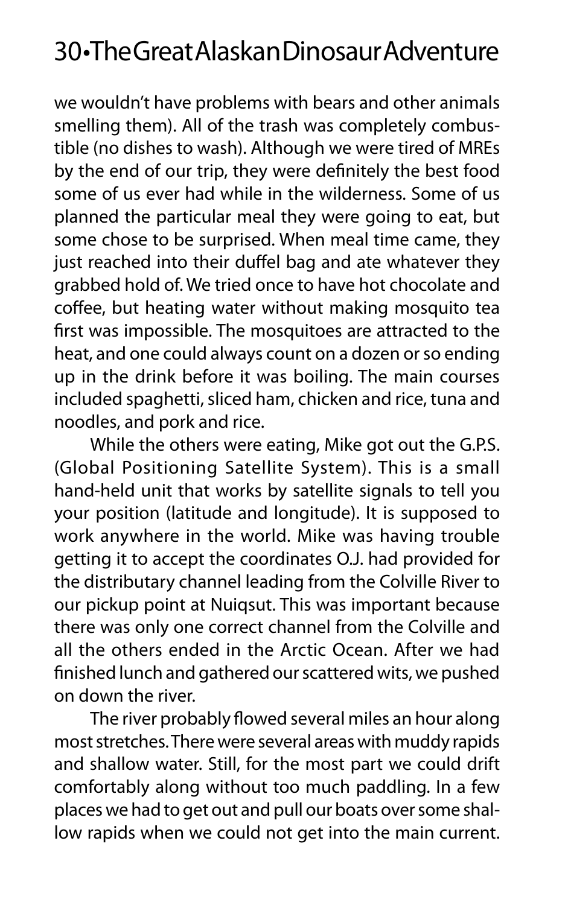we wouldn't have problems with bears and other animals smelling them). All of the trash was completely combustible (no dishes to wash). Although we were tired of MREs by the end of our trip, they were definitely the best food some of us ever had while in the wilderness. Some of us planned the particular meal they were going to eat, but some chose to be surprised. When meal time came, they just reached into their duffel bag and ate whatever they grabbed hold of. We tried once to have hot chocolate and coffee, but heating water without making mosquito tea first was impossible. The mosquitoes are attracted to the heat, and one could always count on a dozen or so ending up in the drink before it was boiling. The main courses included spaghetti, sliced ham, chicken and rice, tuna and noodles, and pork and rice.

While the others were eating, Mike got out the G.P.S. (Global Positioning Satellite System). This is a small hand-held unit that works by satellite signals to tell you your position (latitude and longitude). It is supposed to work anywhere in the world. Mike was having trouble getting it to accept the coordinates O.J. had provided for the distributary channel leading from the Colville River to our pickup point at Nuiqsut. This was important because there was only one correct channel from the Colville and all the others ended in the Arctic Ocean. After we had finished lunch and gathered our scattered wits, we pushed on down the river.

The river probably flowed several miles an hour along most stretches. There were several areas with muddy rapids and shallow water. Still, for the most part we could drift comfortably along without too much paddling. In a few places we had to get out and pull our boats over some shallow rapids when we could not get into the main current.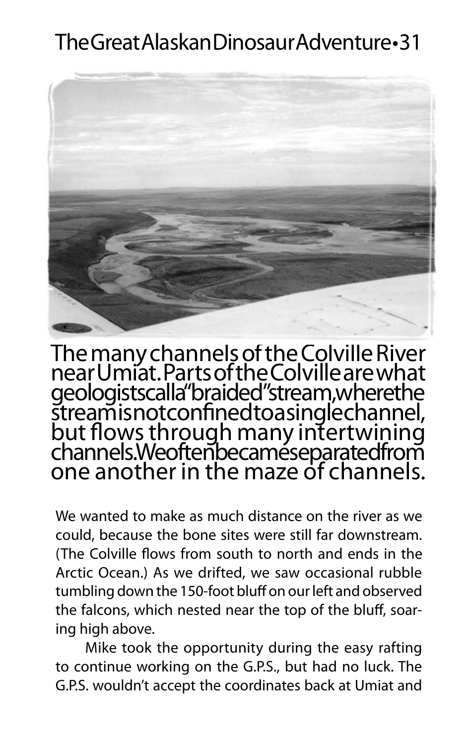The many channels of the Colville River near Umiat. Parts of the Colville are what geologists call a "braided" stream, where the stream is not confined to a single channel, but flows through many intertwining channels. We often became separated from one another in the maze of channels.

We wanted to make as much distance on the river as we could, because the bone sites were still far downstream. (The Colville flows from south to north and ends in the Arctic Ocean.) As we drifted, we saw occasional rubble tumbling down the 150-foot bluff on our left and observed the falcons, which nested near the top of the bluff, soaring high above.

Mike took the opportunity during the easy rafting to continue working on the G.P.S., but had no luck. The G.P.S. wouldn't accept the coordinates back at Umiat and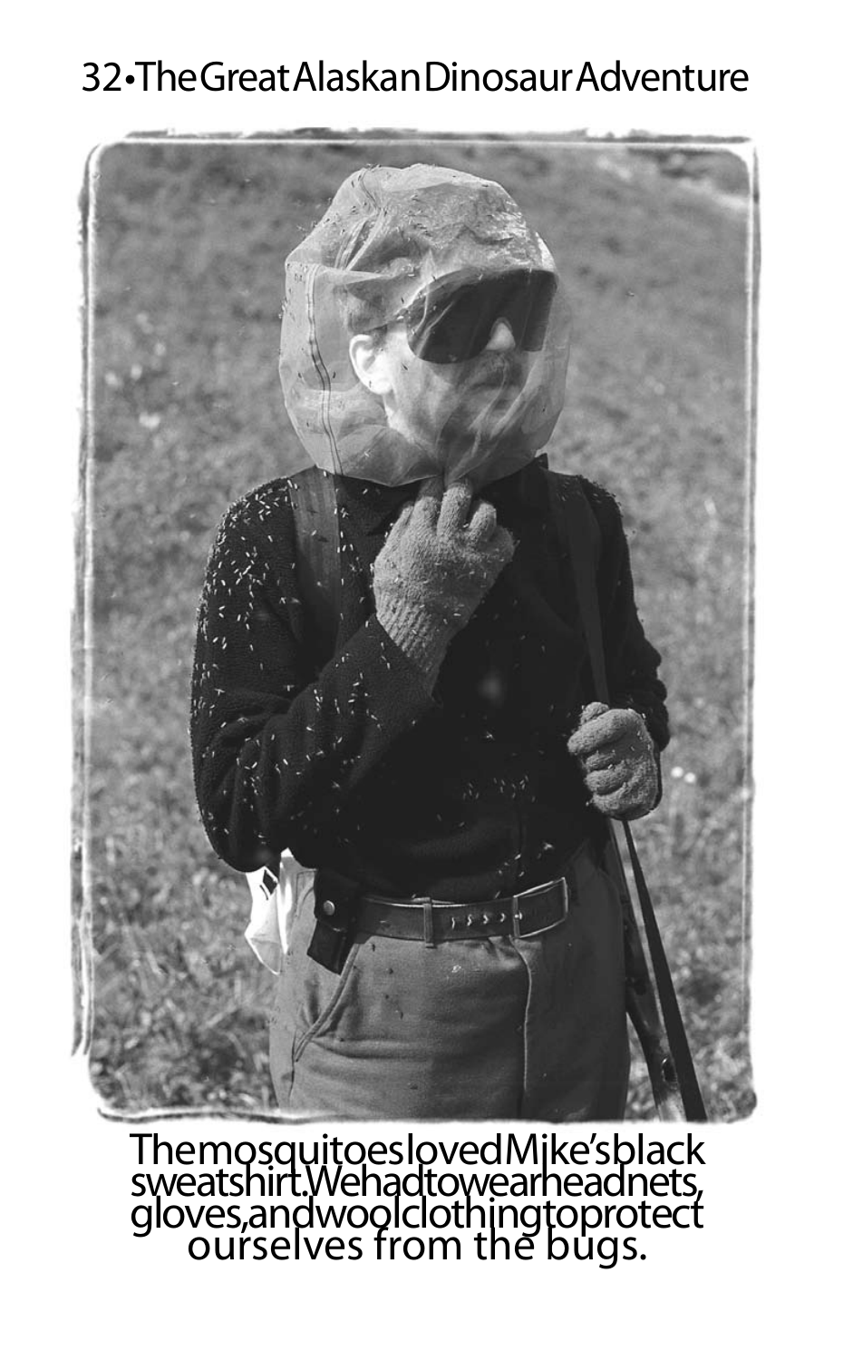The mosquitoes loved Mike's black sweatshirt. We had to wear headnets, gloves, and wool clothing to protect ourselves from the bugs.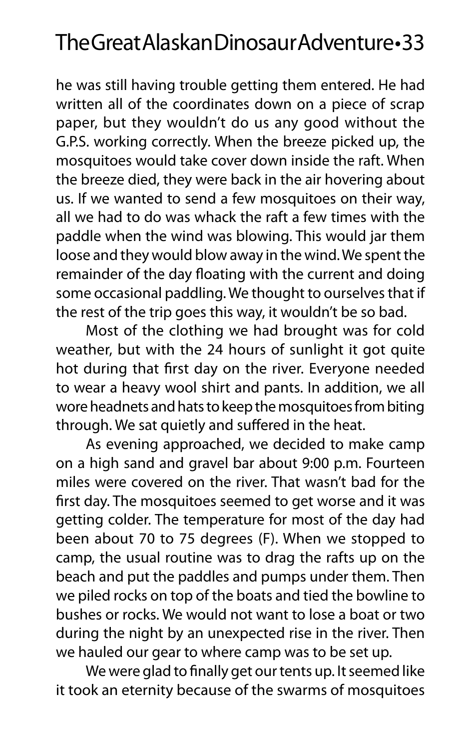he was still having trouble getting them entered. He had written all of the coordinates down on a piece of scrap paper, but they wouldn't do us any good without the G.P.S. working correctly. When the breeze picked up, the mosquitoes would take cover down inside the raft. When the breeze died, they were back in the air hovering about us. If we wanted to send a few mosquitoes on their way, all we had to do was whack the raft a few times with the paddle when the wind was blowing. This would jar them loose and they would blow away in the wind. We spent the remainder of the day floating with the current and doing some occasional paddling. We thought to ourselves that if the rest of the trip goes this way, it wouldn't be so bad.

Most of the clothing we had brought was for cold weather, but with the 24 hours of sunlight it got quite hot during that first day on the river. Everyone needed to wear a heavy wool shirt and pants. In addition, we all wore headnets and hats to keep the mosquitoes from biting through. We sat quietly and suffered in the heat.

As evening approached, we decided to make camp on a high sand and gravel bar about 9:00 p.m. Fourteen miles were covered on the river. That wasn't bad for the first day. The mosquitoes seemed to get worse and it was getting colder. The temperature for most of the day had been about 70 to 75 degrees (F). When we stopped to camp, the usual routine was to drag the rafts up on the beach and put the paddles and pumps under them. Then we piled rocks on top of the boats and tied the bowline to bushes or rocks. We would not want to lose a boat or two during the night by an unexpected rise in the river. Then we hauled our gear to where camp was to be set up.

We were glad to finally get our tents up. It seemed like it took an eternity because of the swarms of mosquitoes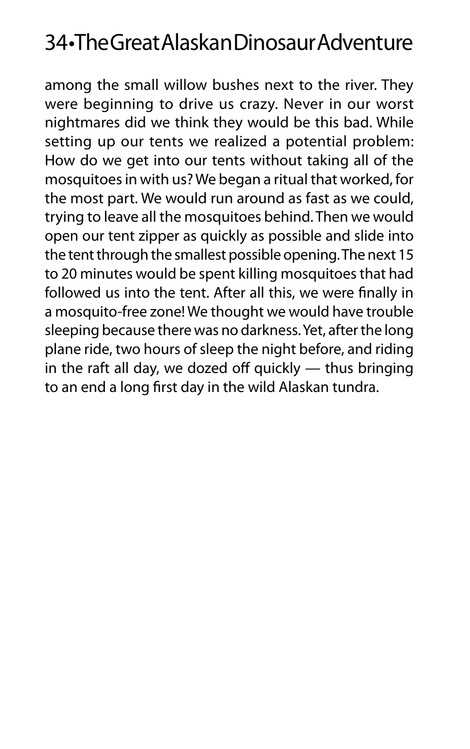among the small willow bushes next to the river. They were beginning to drive us crazy. Never in our worst nightmares did we think they would be this bad. While setting up our tents we realized a potential problem: How do we get into our tents without taking all of the mosquitoes in with us? We began a ritual that worked, for the most part. We would run around as fast as we could, trying to leave all the mosquitoes behind. Then we would open our tent zipper as quickly as possible and slide into the tent through the smallest possible opening. The next 15 to 20 minutes would be spent killing mosquitoes that had followed us into the tent. After all this, we were finally in a mosquito-free zone! We thought we would have trouble sleeping because there was no darkness. Yet, after the long plane ride, two hours of sleep the night before, and riding in the raft all day, we dozed off quickly — thus bringing to an end a long first day in the wild Alaskan tundra.